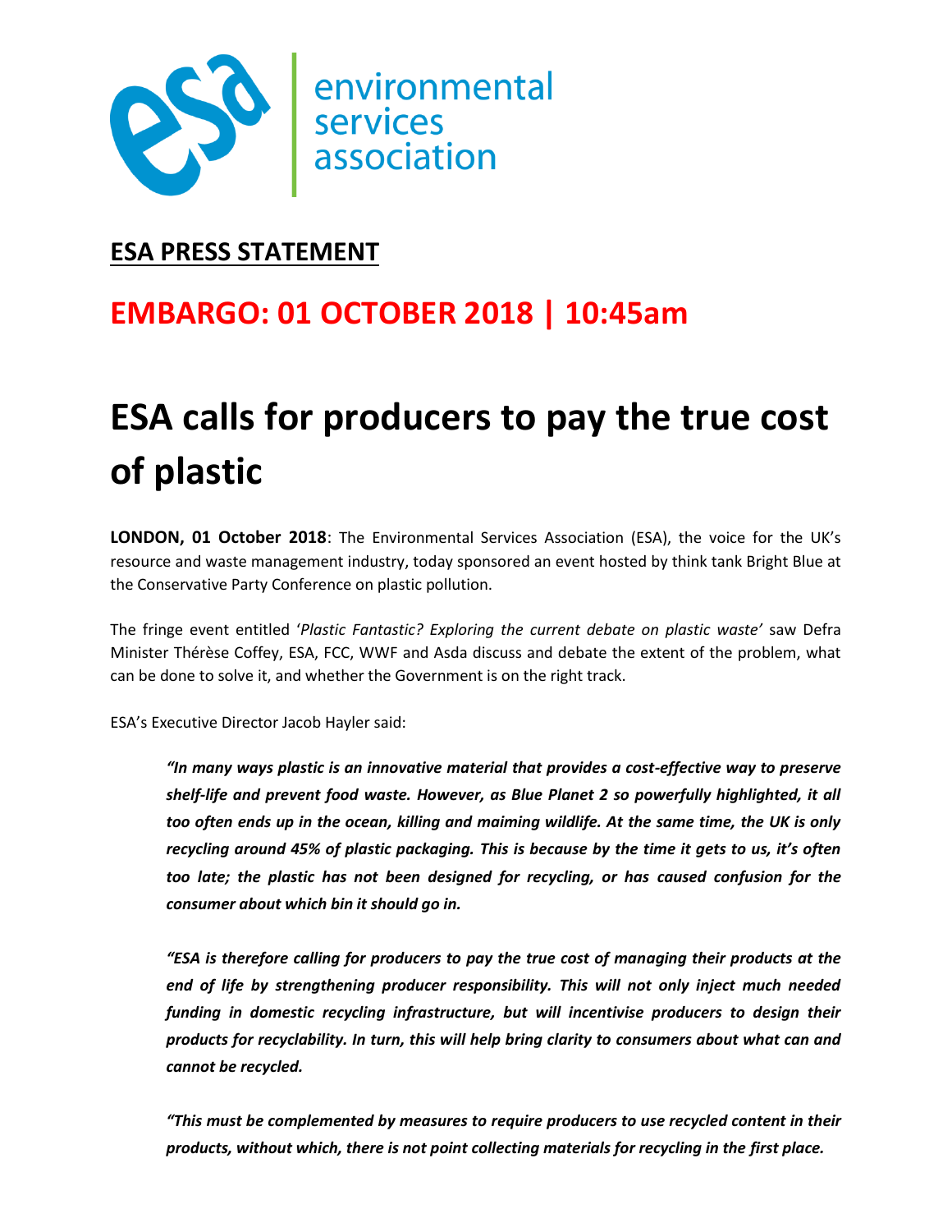environmental
services
association

**ESA PRESS STATEMENT**

## EMBARGO: 01 OCTOBER 2018 | 10:45am

# ESA calls for producers to pay the true cost of plastic

**LONDON, 01 October 2018**: The Environmental Services Association (ESA), the voice for the UK's resource and waste management industry, today sponsored an event hosted by think tank Bright Blue at the Conservative Party Conference on plastic pollution.

The fringe event entitled '*Plastic Fantastic? Exploring the current debate on plastic waste'* saw Defra Minister Thérèse Coffey, ESA, FCC, WWF and Asda discuss and debate the extent of the problem, what can be done to solve it, and whether the Government is on the right track.

ESA's Executive Director Jacob Hayler said:

> ***"In many ways plastic is an innovative material that provides a cost-effective way to preserve shelf-life and prevent food waste. However, as Blue Planet 2 so powerfully highlighted, it all too often ends up in the ocean, killing and maiming wildlife. At the same time, the UK is only recycling around 45% of plastic packaging. This is because by the time it gets to us, it's often too late; the plastic has not been designed for recycling, or has caused confusion for the consumer about which bin it should go in.***
>
> ***"ESA is therefore calling for producers to pay the true cost of managing their products at the end of life by strengthening producer responsibility. This will not only inject much needed funding in domestic recycling infrastructure, but will incentivise producers to design their products for recyclability. In turn, this will help bring clarity to consumers about what can and cannot be recycled.***
>
> ***"This must be complemented by measures to require producers to use recycled content in their products, without which, there is not point collecting materials for recycling in the first place.***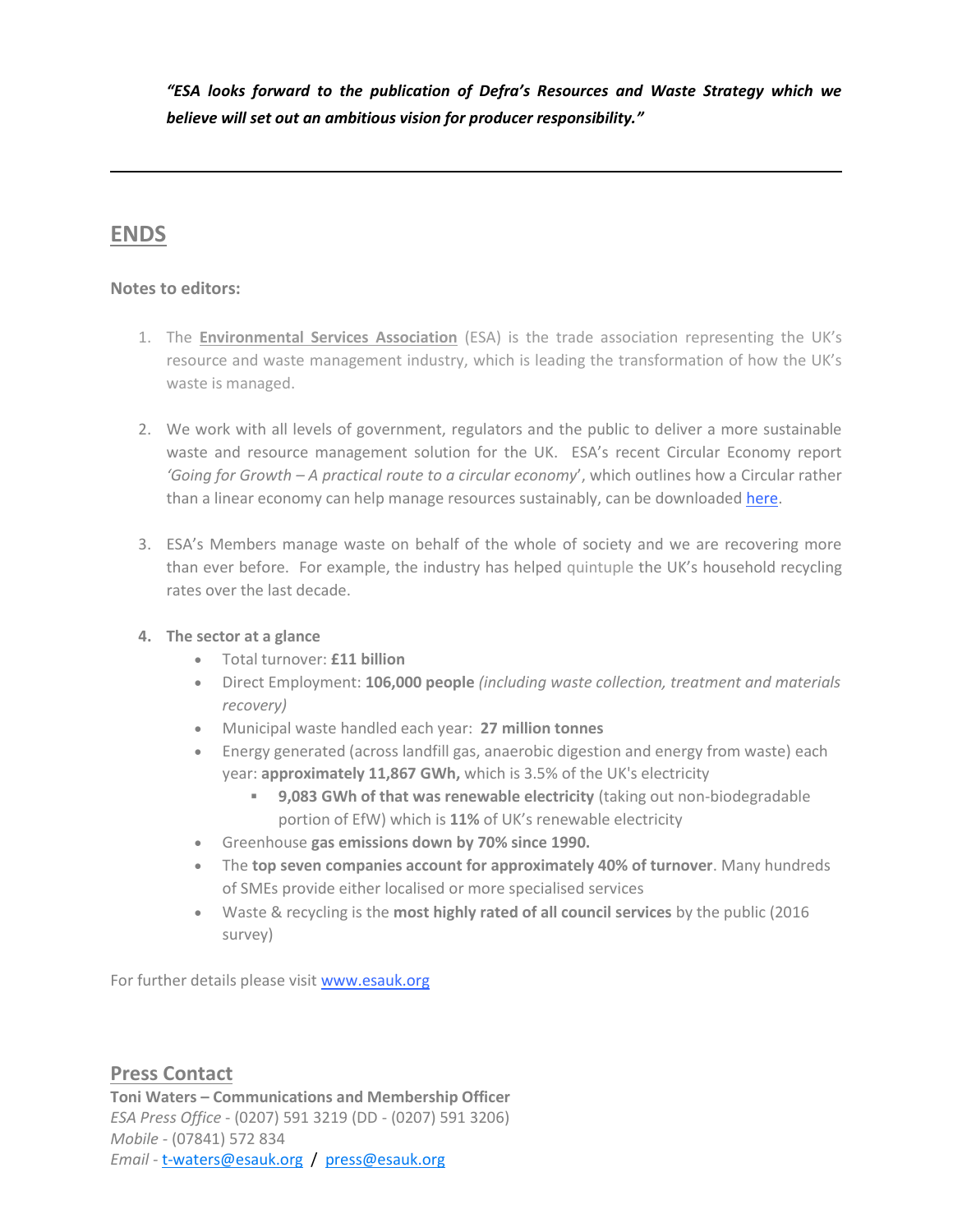***"ESA looks forward to the publication of Defra's Resources and Waste Strategy which we believe will set out an ambitious vision for producer responsibility."***

---

## ENDS

**Notes to editors:**

1. The **Environmental Services Association** (ESA) is the trade association representing the UK's resource and waste management industry, which is leading the transformation of how the UK's waste is managed.

2. We work with all levels of government, regulators and the public to deliver a more sustainable waste and resource management solution for the UK. ESA's recent Circular Economy report *'Going for Growth – A practical route to a circular economy*', which outlines how a Circular rather than a linear economy can help manage resources sustainably, can be downloaded here.

3. ESA's Members manage waste on behalf of the whole of society and we are recovering more than ever before. For example, the industry has helped quintuple the UK's household recycling rates over the last decade.

4. **The sector at a glance**
   - Total turnover: **£11 billion**
   - Direct Employment: **106,000 people** *(including waste collection, treatment and materials recovery)*
   - Municipal waste handled each year: **27 million tonnes**
   - Energy generated (across landfill gas, anaerobic digestion and energy from waste) each year: **approximately 11,867 GWh,** which is 3.5% of the UK's electricity
     - **9,083 GWh of that was renewable electricity** (taking out non-biodegradable portion of EfW) which is **11%** of UK's renewable electricity
   - Greenhouse **gas emissions down by 70% since 1990.**
   - The **top seven companies account for approximately 40% of turnover**. Many hundreds of SMEs provide either localised or more specialised services
   - Waste & recycling is the **most highly rated of all council services** by the public (2016 survey)

For further details please visit www.esauk.org

## Press Contact

**Toni Waters – Communications and Membership Officer**
*ESA Press Office* - (0207) 591 3219 (DD - (0207) 591 3206)
*Mobile* - (07841) 572 834
*Email* - t-waters@esauk.org / press@esauk.org